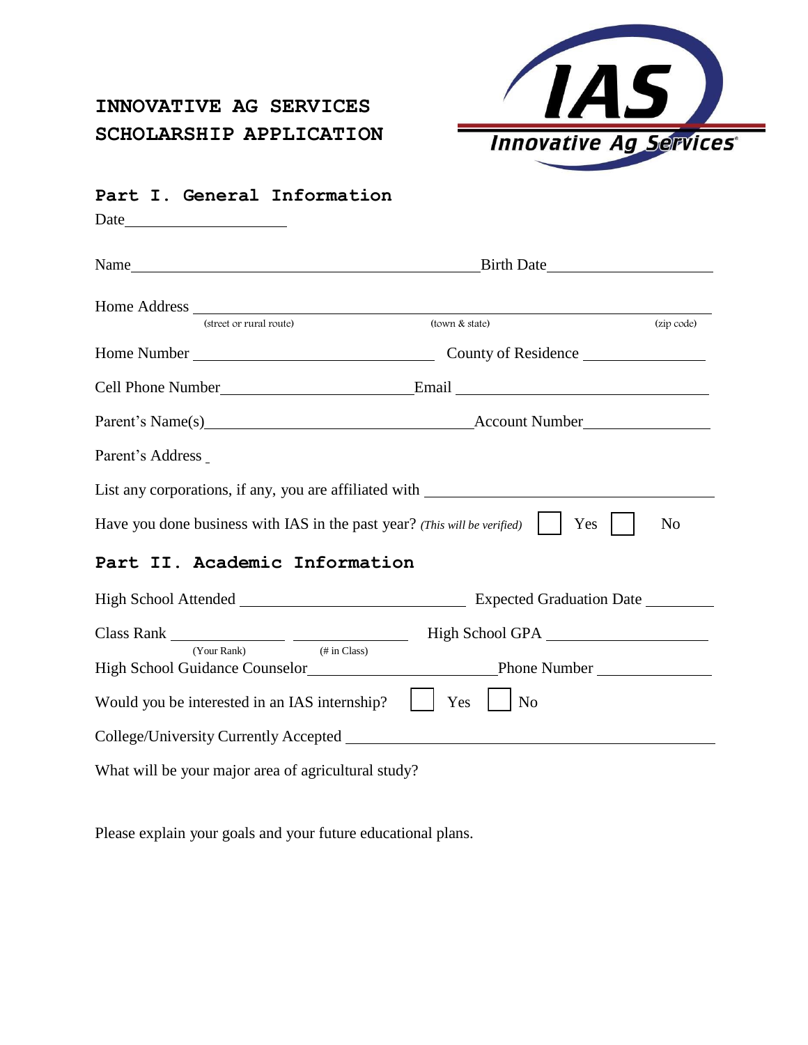# INNOVATIVE AG SERVICES SCHOLARSHIP APPLICATION

IAS Innovative Ag Services

## Part I. General Information

Date\_\_\_\_\_\_\_\_\_\_\_\_\_\_\_\_\_\_\_\_

Name\_\_\_\_\_\_\_\_\_\_\_\_\_\_\_\_\_\_\_\_\_\_\_\_\_\_\_\_\_\_\_\_\_\_\_\_\_\_\_\_ Birth Date\_\_\_\_\_\_\_\_\_\_\_\_\_\_\_\_\_\_\_\_

Home Address \_\_\_\_\_\_\_\_\_\_\_\_\_\_\_\_\_\_\_\_\_\_\_\_\_\_\_\_\_\_\_\_\_\_\_\_\_\_\_\_\_\_\_\_\_\_\_\_\_\_\_\_\_\_\_\_\_\_\_\_\_\_
(street or rural route) (town & state) (zip code)

Home Number \_\_\_\_\_\_\_\_\_\_\_\_\_\_\_\_\_\_\_\_\_\_\_\_\_\_\_\_\_\_ County of Residence \_\_\_\_\_\_\_\_\_\_\_\_\_\_\_

Cell Phone Number\_\_\_\_\_\_\_\_\_\_\_\_\_\_\_\_\_\_\_\_\_\_\_\_Email \_\_\_\_\_\_\_\_\_\_\_\_\_\_\_\_\_\_\_\_\_\_\_\_\_\_\_\_\_\_\_\_

Parent's Name(s)\_\_\_\_\_\_\_\_\_\_\_\_\_\_\_\_\_\_\_\_\_\_\_\_\_\_\_\_\_\_\_\_Account Number\_\_\_\_\_\_\_\_\_\_\_\_\_\_\_\_

Parent's Address \_

List any corporations, if any, you are affiliated with \_\_\_\_\_\_\_\_\_\_\_\_\_\_\_\_\_\_\_\_\_\_\_\_\_\_\_\_\_\_\_\_\_\_\_\_\_

Have you done business with IAS in the past year? *(This will be verified)* ☐ Yes ☐ No

## Part II. Academic Information

High School Attended \_\_\_\_\_\_\_\_\_\_\_\_\_\_\_\_\_\_\_\_\_\_\_\_\_\_\_\_ Expected Graduation Date \_\_\_\_\_\_\_\_

Class Rank \_\_\_\_\_\_\_\_\_\_\_\_\_\_ \_\_\_\_\_\_\_\_\_\_\_\_\_\_ High School GPA \_\_\_\_\_\_\_\_\_\_\_\_\_\_\_\_\_\_\_\_
(Your Rank) (# in Class)

High School Guidance Counselor\_\_\_\_\_\_\_\_\_\_\_\_\_\_\_\_\_\_\_\_\_\_\_\_Phone Number \_\_\_\_\_\_\_\_\_\_\_\_\_\_\_

Would you be interested in an IAS internship? ☐ Yes ☐ No

College/University Currently Accepted \_\_\_\_\_\_\_\_\_\_\_\_\_\_\_\_\_\_\_\_\_\_\_\_\_\_\_\_\_\_\_\_\_\_\_\_\_\_\_\_\_\_\_\_

What will be your major area of agricultural study?

Please explain your goals and your future educational plans.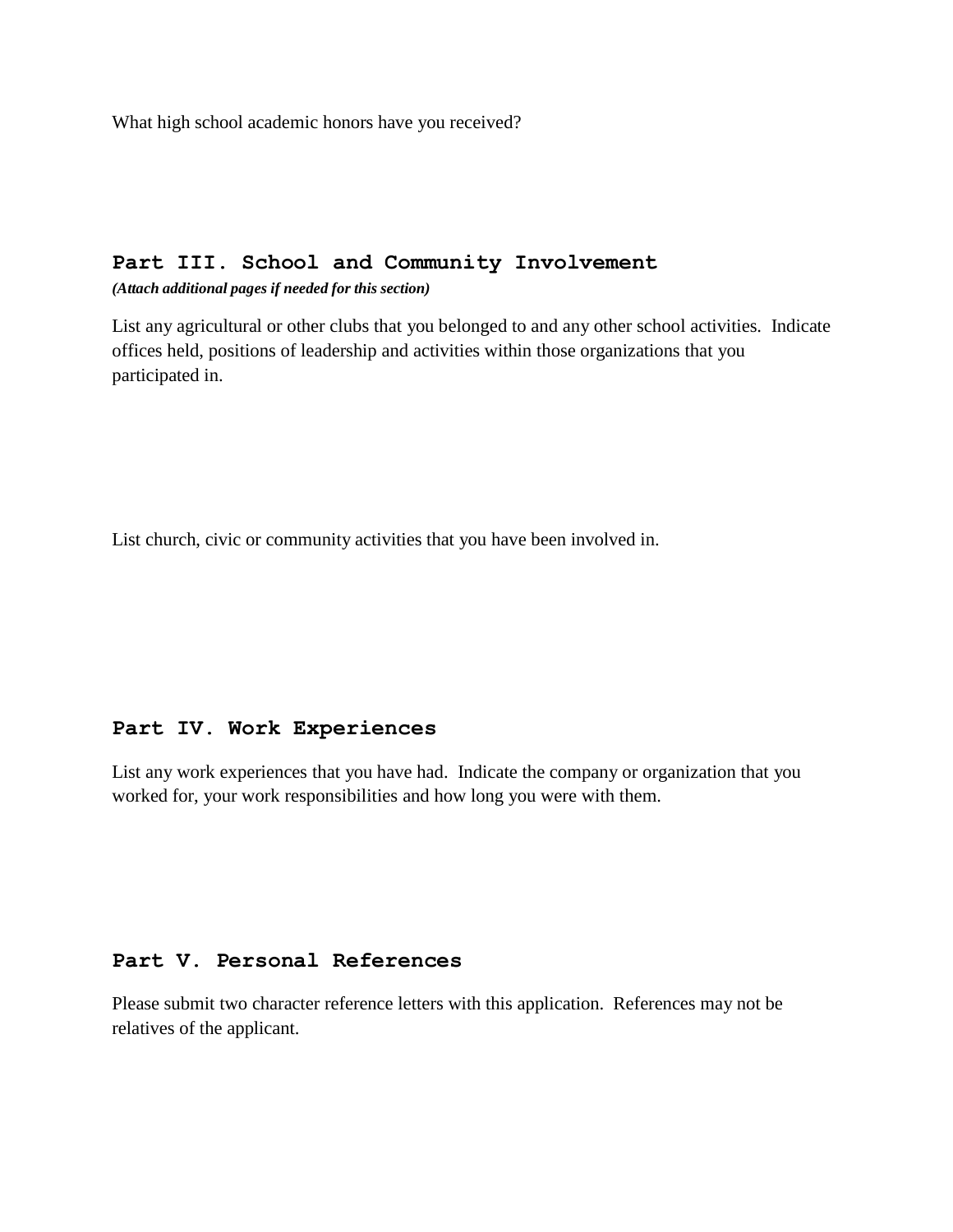What high school academic honors have you received?

## Part III. School and Community Involvement

***(Attach additional pages if needed for this section)***

List any agricultural or other clubs that you belonged to and any other school activities. Indicate offices held, positions of leadership and activities within those organizations that you participated in.

List church, civic or community activities that you have been involved in.

## Part IV. Work Experiences

List any work experiences that you have had. Indicate the company or organization that you worked for, your work responsibilities and how long you were with them.

## Part V. Personal References

Please submit two character reference letters with this application. References may not be relatives of the applicant.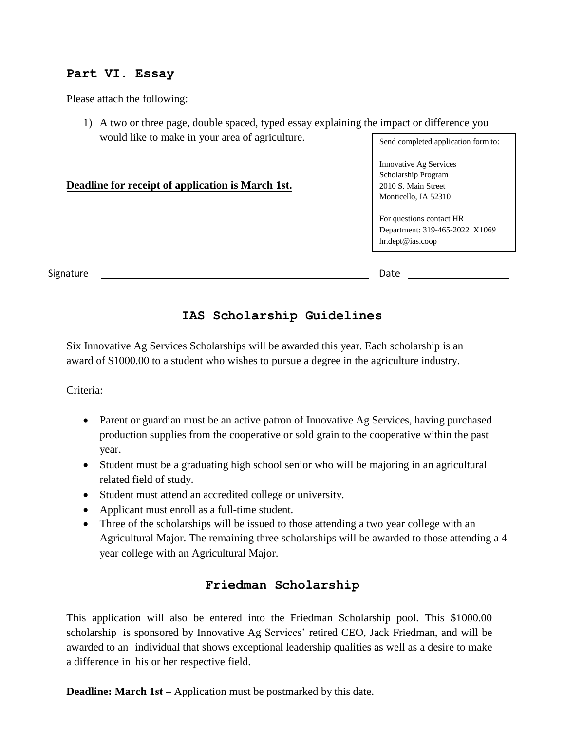## Part VI. Essay

Please attach the following:

1) A two or three page, double spaced, typed essay explaining the impact or difference you would like to make in your area of agriculture.

**Deadline for receipt of application is March 1st.**

Send completed application form to:

Innovative Ag Services
Scholarship Program
2010 S. Main Street
Monticello, IA 52310

For questions contact HR Department: 319-465-2022 X1069
hr.dept@ias.coop

Signature \_\_\_\_\_\_\_\_\_\_\_\_\_\_\_\_\_\_\_\_\_\_\_\_\_\_\_\_\_\_\_\_\_\_\_\_\_\_\_\_ Date \_\_\_\_\_\_\_\_\_\_\_\_\_\_\_\_\_\_

## IAS Scholarship Guidelines

Six Innovative Ag Services Scholarships will be awarded this year. Each scholarship is an award of $1000.00 to a student who wishes to pursue a degree in the agriculture industry.

Criteria:

- Parent or guardian must be an active patron of Innovative Ag Services, having purchased production supplies from the cooperative or sold grain to the cooperative within the past year.
- Student must be a graduating high school senior who will be majoring in an agricultural related field of study.
- Student must attend an accredited college or university.
- Applicant must enroll as a full-time student.
- Three of the scholarships will be issued to those attending a two year college with an Agricultural Major. The remaining three scholarships will be awarded to those attending a 4 year college with an Agricultural Major.

## Friedman Scholarship

This application will also be entered into the Friedman Scholarship pool. This $1000.00 scholarship is sponsored by Innovative Ag Services' retired CEO, Jack Friedman, and will be awarded to an individual that shows exceptional leadership qualities as well as a desire to make a difference in his or her respective field.

**Deadline: March 1st –** Application must be postmarked by this date.